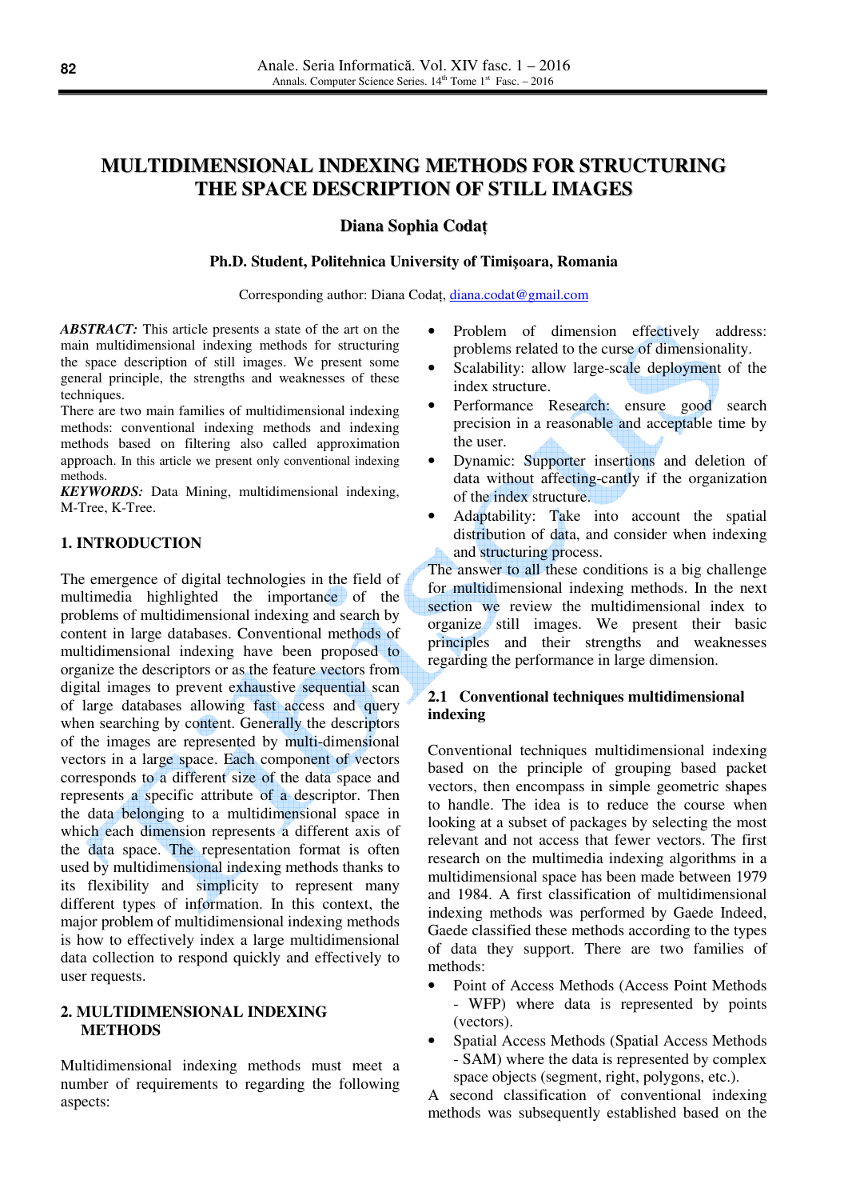# MULTIDIMENSIONAL INDEXING METHODS FOR STRUCTURING THE SPACE DESCRIPTION OF STILL IMAGES

**Diana Sophia Codaț**

**Ph.D. Student, Politehnica University of Timişoara, Romania**

Corresponding author: Diana Codaț, diana.codat@gmail.com

***ABSTRACT:*** This article presents a state of the art on the main multidimensional indexing methods for structuring the space description of still images. We present some general principle, the strengths and weaknesses of these techniques.

There are two main families of multidimensional indexing methods: conventional indexing methods and indexing methods based on filtering also called approximation approach. In this article we present only conventional indexing methods.

***KEYWORDS:*** Data Mining, multidimensional indexing, M-Tree, K-Tree.

## 1. INTRODUCTION

The emergence of digital technologies in the field of multimedia highlighted the importance of the problems of multidimensional indexing and search by content in large databases. Conventional methods of multidimensional indexing have been proposed to organize the descriptors or as the feature vectors from digital images to prevent exhaustive sequential scan of large databases allowing fast access and query when searching by content. Generally the descriptors of the images are represented by multi-dimensional vectors in a large space. Each component of vectors corresponds to a different size of the data space and represents a specific attribute of a descriptor. Then the data belonging to a multidimensional space in which each dimension represents a different axis of the data space. The representation format is often used by multidimensional indexing methods thanks to its flexibility and simplicity to represent many different types of information. In this context, the major problem of multidimensional indexing methods is how to effectively index a large multidimensional data collection to respond quickly and effectively to user requests.

## 2. MULTIDIMENSIONAL INDEXING METHODS

Multidimensional indexing methods must meet a number of requirements to regarding the following aspects:

- Problem of dimension effectively address: problems related to the curse of dimensionality.
- Scalability: allow large-scale deployment of the index structure.
- Performance Research: ensure good search precision in a reasonable and acceptable time by the user.
- Dynamic: Supporter insertions and deletion of data without affecting-cantly if the organization of the index structure.
- Adaptability: Take into account the spatial distribution of data, and consider when indexing and structuring process.

The answer to all these conditions is a big challenge for multidimensional indexing methods. In the next section we review the multidimensional index to organize still images. We present their basic principles and their strengths and weaknesses regarding the performance in large dimension.

### 2.1 Conventional techniques multidimensional indexing

Conventional techniques multidimensional indexing based on the principle of grouping based packet vectors, then encompass in simple geometric shapes to handle. The idea is to reduce the course when looking at a subset of packages by selecting the most relevant and not access that fewer vectors. The first research on the multimedia indexing algorithms in a multidimensional space has been made between 1979 and 1984. A first classification of multidimensional indexing methods was performed by Gaede Indeed, Gaede classified these methods according to the types of data they support. There are two families of methods:

- Point of Access Methods (Access Point Methods - WFP) where data is represented by points (vectors).
- Spatial Access Methods (Spatial Access Methods - SAM) where the data is represented by complex space objects (segment, right, polygons, etc.).

A second classification of conventional indexing methods was subsequently established based on the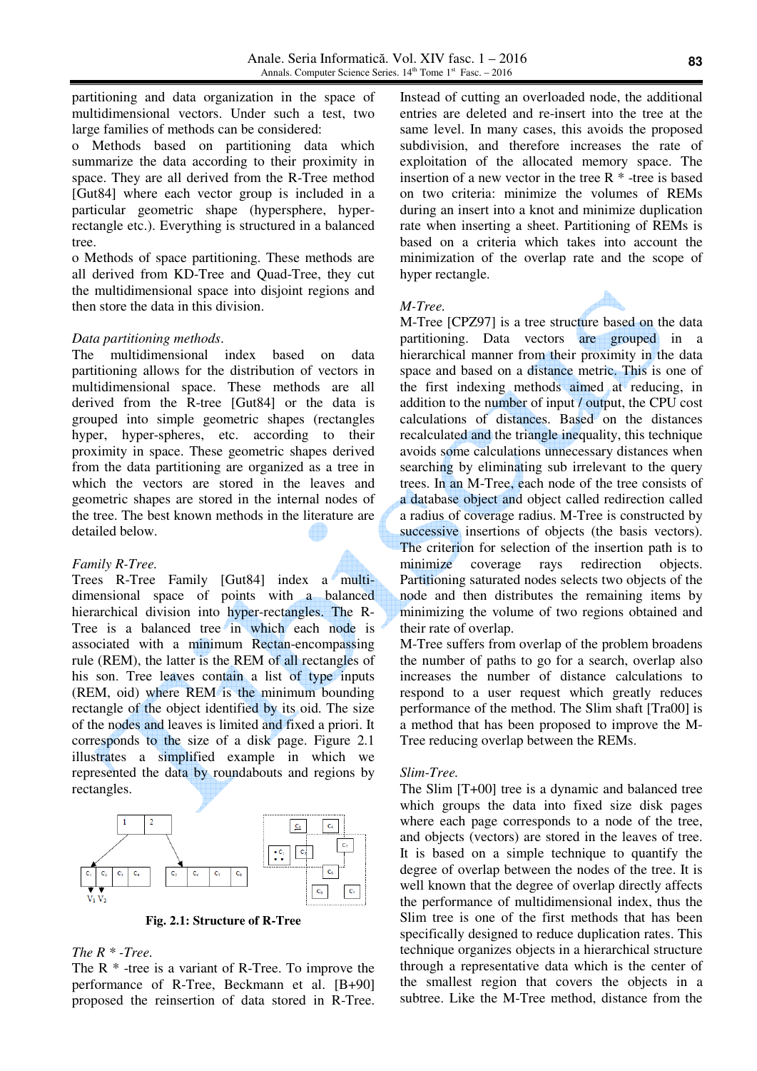partitioning and data organization in the space of multidimensional vectors. Under such a test, two large families of methods can be considered:

o Methods based on partitioning data which summarize the data according to their proximity in space. They are all derived from the R-Tree method [Gut84] where each vector group is included in a particular geometric shape (hypersphere, hyper-rectangle etc.). Everything is structured in a balanced tree.

o Methods of space partitioning. These methods are all derived from KD-Tree and Quad-Tree, they cut the multidimensional space into disjoint regions and then store the data in this division.

*Data partitioning methods.*

The multidimensional index based on data partitioning allows for the distribution of vectors in multidimensional space. These methods are all derived from the R-tree [Gut84] or the data is grouped into simple geometric shapes (rectangles hyper, hyper-spheres, etc. according to their proximity in space. These geometric shapes derived from the data partitioning are organized as a tree in which the vectors are stored in the leaves and geometric shapes are stored in the internal nodes of the tree. The best known methods in the literature are detailed below.

*Family R-Tree.*

Trees R-Tree Family [Gut84] index a multi-dimensional space of points with a balanced hierarchical division into hyper-rectangles. The R-Tree is a balanced tree in which each node is associated with a minimum Rectan-encompassing rule (REM), the latter is the REM of all rectangles of his son. Tree leaves contain a list of type inputs (REM, oid) where REM is the minimum bounding rectangle of the object identified by its oid. The size of the nodes and leaves is limited and fixed a priori. It corresponds to the size of a disk page. Figure 2.1 illustrates a simplified example in which we represented the data by roundabouts and regions by rectangles.

**Fig. 2.1: Structure of R-Tree**

*The R * -Tree.*

The R * -tree is a variant of R-Tree. To improve the performance of R-Tree, Beckmann et al. [B+90] proposed the reinsertion of data stored in R-Tree. Instead of cutting an overloaded node, the additional entries are deleted and re-insert into the tree at the same level. In many cases, this avoids the proposed subdivision, and therefore increases the rate of exploitation of the allocated memory space. The insertion of a new vector in the tree R * -tree is based on two criteria: minimize the volumes of REMs during an insert into a knot and minimize duplication rate when inserting a sheet. Partitioning of REMs is based on a criteria which takes into account the minimization of the overlap rate and the scope of hyper rectangle.

*M-Tree.*

M-Tree [CPZ97] is a tree structure based on the data partitioning. Data vectors are grouped in a hierarchical manner from their proximity in the data space and based on a distance metric. This is one of the first indexing methods aimed at reducing, in addition to the number of input / output, the CPU cost calculations of distances. Based on the distances recalculated and the triangle inequality, this technique avoids some calculations unnecessary distances when searching by eliminating sub irrelevant to the query trees. In an M-Tree, each node of the tree consists of a database object and object called redirection called a radius of coverage radius. M-Tree is constructed by successive insertions of objects (the basis vectors). The criterion for selection of the insertion path is to minimize coverage rays redirection objects. Partitioning saturated nodes selects two objects of the node and then distributes the remaining items by minimizing the volume of two regions obtained and their rate of overlap.

M-Tree suffers from overlap of the problem broadens the number of paths to go for a search, overlap also increases the number of distance calculations to respond to a user request which greatly reduces performance of the method. The Slim shaft [Tra00] is a method that has been proposed to improve the M-Tree reducing overlap between the REMs.

*Slim-Tree.*

The Slim [T+00] tree is a dynamic and balanced tree which groups the data into fixed size disk pages where each page corresponds to a node of the tree, and objects (vectors) are stored in the leaves of tree. It is based on a simple technique to quantify the degree of overlap between the nodes of the tree. It is well known that the degree of overlap directly affects the performance of multidimensional index, thus the Slim tree is one of the first methods that has been specifically designed to reduce duplication rates. This technique organizes objects in a hierarchical structure through a representative data which is the center of the smallest region that covers the objects in a subtree. Like the M-Tree method, distance from the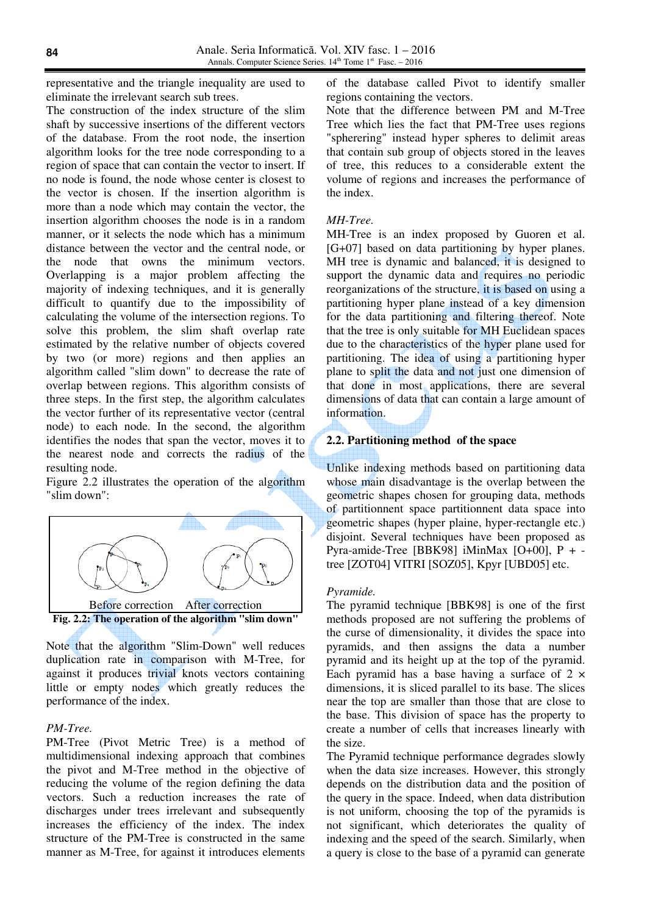representative and the triangle inequality are used to eliminate the irrelevant search sub trees.
The construction of the index structure of the slim shaft by successive insertions of the different vectors of the database. From the root node, the insertion algorithm looks for the tree node corresponding to a region of space that can contain the vector to insert. If no node is found, the node whose center is closest to the vector is chosen. If the insertion algorithm is more than a node which may contain the vector, the insertion algorithm chooses the node is in a random manner, or it selects the node which has a minimum distance between the vector and the central node, or the node that owns the minimum vectors. Overlapping is a major problem affecting the majority of indexing techniques, and it is generally difficult to quantify due to the impossibility of calculating the volume of the intersection regions. To solve this problem, the slim shaft overlap rate estimated by the relative number of objects covered by two (or more) regions and then applies an algorithm called "slim down" to decrease the rate of overlap between regions. This algorithm consists of three steps. In the first step, the algorithm calculates the vector further of its representative vector (central node) to each node. In the second, the algorithm identifies the nodes that span the vector, moves it to the nearest node and corrects the radius of the resulting node.
Figure 2.2 illustrates the operation of the algorithm "slim down":

Before correction    After correction

**Fig. 2.2: The operation of the algorithm "slim down"**

Note that the algorithm "Slim-Down" well reduces duplication rate in comparison with M-Tree, for against it produces trivial knots vectors containing little or empty nodes which greatly reduces the performance of the index.

*PM-Tree.*
PM-Tree (Pivot Metric Tree) is a method of multidimensional indexing approach that combines the pivot and M-Tree method in the objective of reducing the volume of the region defining the data vectors. Such a reduction increases the rate of discharges under trees irrelevant and subsequently increases the efficiency of the index. The index structure of the PM-Tree is constructed in the same manner as M-Tree, for against it introduces elements of the database called Pivot to identify smaller regions containing the vectors.
Note that the difference between PM and M-Tree Tree which lies the fact that PM-Tree uses regions "sphering" instead hyper spheres to delimit areas that contain sub group of objects stored in the leaves of tree, this reduces to a considerable extent the volume of regions and increases the performance of the index.

*MH-Tree.*
MH-Tree is an index proposed by Guoren et al. [G+07] based on data partitioning by hyper planes. MH tree is dynamic and balanced, it is designed to support the dynamic data and requires no periodic reorganizations of the structure, it is based on using a partitioning hyper plane instead of a key dimension for the data partitioning and filtering thereof. Note that the tree is only suitable for MH Euclidean spaces due to the characteristics of the hyper plane used for partitioning. The idea of using a partitioning hyper plane to split the data and not just one dimension of that done in most applications, there are several dimensions of data that can contain a large amount of information.

## 2.2. Partitioning method of the space

Unlike indexing methods based on partitioning data whose main disadvantage is the overlap between the geometric shapes chosen for grouping data, methods of partitionnent space partitionnent data space into geometric shapes (hyper plaine, hyper-rectangle etc.) disjoint. Several techniques have been proposed as Pyra-amide-Tree [BBK98] iMinMax [O+00], P + - tree [ZOT04] VITRI [SOZ05], Kpyr [UBD05] etc.

*Pyramide.*
The pyramid technique [BBK98] is one of the first methods proposed are not suffering the problems of the curse of dimensionality, it divides the space into pyramids, and then assigns the data a number pyramid and its height up at the top of the pyramid. Each pyramid has a base having a surface of 2 × dimensions, it is sliced parallel to its base. The slices near the top are smaller than those that are close to the base. This division of space has the property to create a number of cells that increases linearly with the size.
The Pyramid technique performance degrades slowly when the data size increases. However, this strongly depends on the distribution data and the position of the query in the space. Indeed, when data distribution is not uniform, choosing the top of the pyramids is not significant, which deteriorates the quality of indexing and the speed of the search. Similarly, when a query is close to the base of a pyramid can generate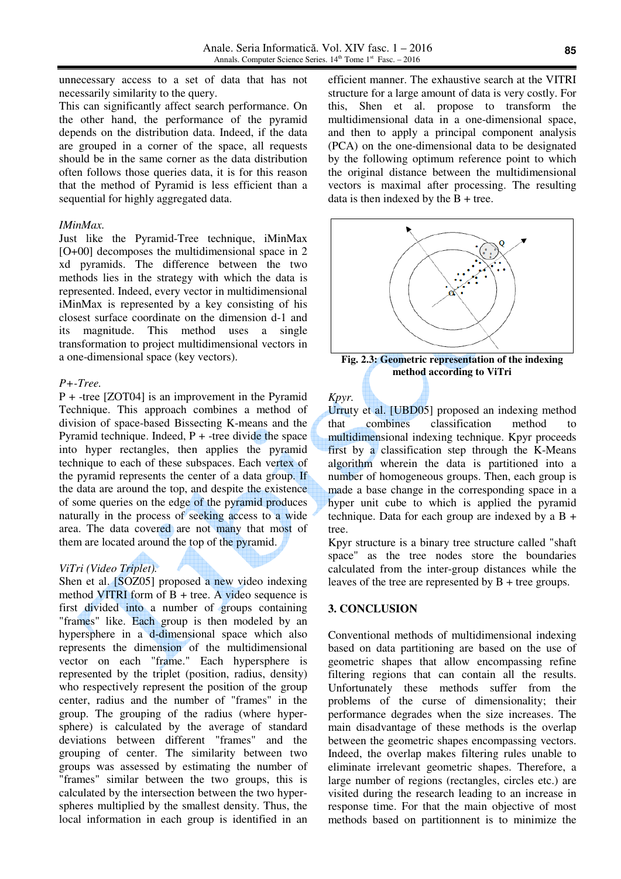unnecessary access to a set of data that has not necessarily similarity to the query.

This can significantly affect search performance. On the other hand, the performance of the pyramid depends on the distribution data. Indeed, if the data are grouped in a corner of the space, all requests should be in the same corner as the data distribution often follows those queries data, it is for this reason that the method of Pyramid is less efficient than a sequential for highly aggregated data.

*IMinMax.*

Just like the Pyramid-Tree technique, iMinMax [O+00] decomposes the multidimensional space in 2 xd pyramids. The difference between the two methods lies in the strategy with which the data is represented. Indeed, every vector in multidimensional iMinMax is represented by a key consisting of his closest surface coordinate on the dimension d-1 and its magnitude. This method uses a single transformation to project multidimensional vectors in a one-dimensional space (key vectors).

*P+-Tree.*

P + -tree [ZOT04] is an improvement in the Pyramid Technique. This approach combines a method of division of space-based Bissecting K-means and the Pyramid technique. Indeed, P + -tree divide the space into hyper rectangles, then applies the pyramid technique to each of these subspaces. Each vertex of the pyramid represents the center of a data group. If the data are around the top, and despite the existence of some queries on the edge of the pyramid produces naturally in the process of seeking access to a wide area. The data covered are not many that most of them are located around the top of the pyramid.

*ViTri (Video Triplet).*

Shen et al. [SOZ05] proposed a new video indexing method VITRI form of B + tree. A video sequence is first divided into a number of groups containing "frames" like. Each group is then modeled by an hypersphere in a d-dimensional space which also represents the dimension of the multidimensional vector on each "frame." Each hypersphere is represented by the triplet (position, radius, density) who respectively represent the position of the group center, radius and the number of "frames" in the group. The grouping of the radius (where hyper-sphere) is calculated by the average of standard deviations between different "frames" and the grouping of center. The similarity between two groups was assessed by estimating the number of "frames" similar between the two groups, this is calculated by the intersection between the two hyper-spheres multiplied by the smallest density. Thus, the local information in each group is identified in an efficient manner. The exhaustive search at the VITRI structure for a large amount of data is very costly. For this, Shen et al. propose to transform the multidimensional data in a one-dimensional space, and then to apply a principal component analysis (PCA) on the one-dimensional data to be designated by the following optimum reference point to which the original distance between the multidimensional vectors is maximal after processing. The resulting data is then indexed by the B + tree.

**Fig. 2.3: Geometric representation of the indexing method according to ViTri**

*Kpyr.*

Urruty et al. [UBD05] proposed an indexing method that combines classification method to multidimensional indexing technique. Kpyr proceeds first by a classification step through the K-Means algorithm wherein the data is partitioned into a number of homogeneous groups. Then, each group is made a base change in the corresponding space in a hyper unit cube to which is applied the pyramid technique. Data for each group are indexed by a B + tree.

Kpyr structure is a binary tree structure called "shaft space" as the tree nodes store the boundaries calculated from the inter-group distances while the leaves of the tree are represented by B + tree groups.

## 3. CONCLUSION

Conventional methods of multidimensional indexing based on data partitioning are based on the use of geometric shapes that allow encompassing refine filtering regions that can contain all the results. Unfortunately these methods suffer from the problems of the curse of dimensionality; their performance degrades when the size increases. The main disadvantage of these methods is the overlap between the geometric shapes encompassing vectors. Indeed, the overlap makes filtering rules unable to eliminate irrelevant geometric shapes. Therefore, a large number of regions (rectangles, circles etc.) are visited during the research leading to an increase in response time. For that the main objective of most methods based on partitionnent is to minimize the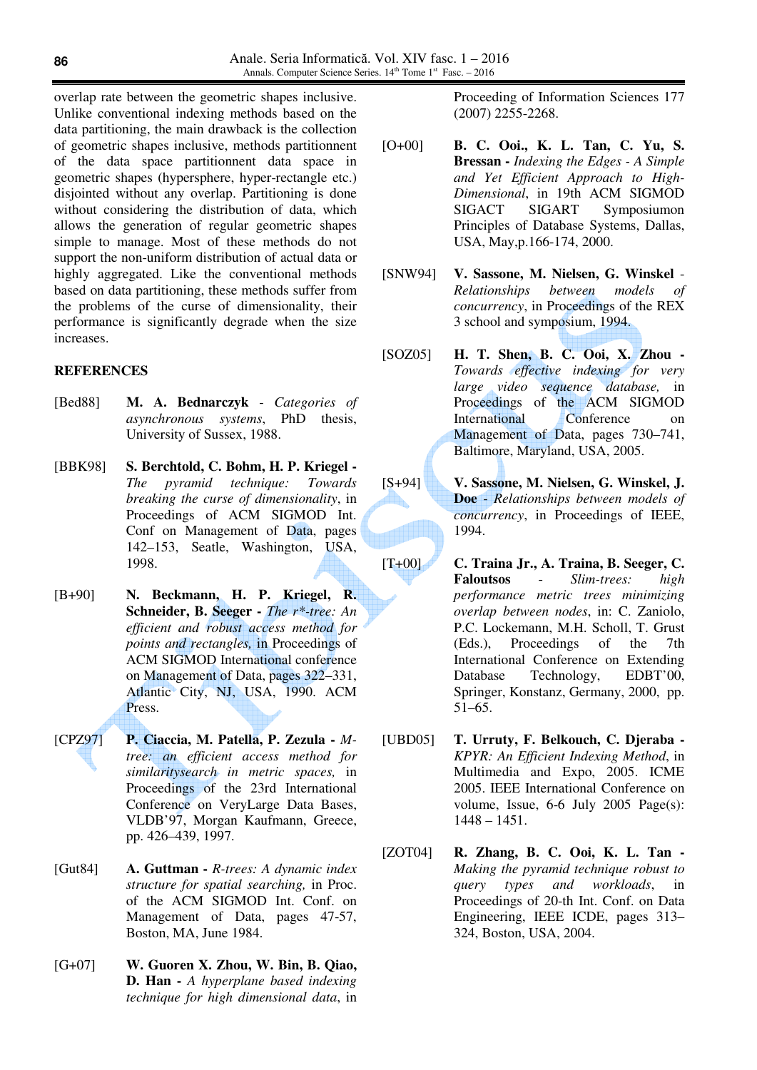overlap rate between the geometric shapes inclusive. Unlike conventional indexing methods based on the data partitioning, the main drawback is the collection of geometric shapes inclusive, methods partitionnent of the data space partitionnent data space in geometric shapes (hypersphere, hyper-rectangle etc.) disjointed without any overlap. Partitioning is done without considering the distribution of data, which allows the generation of regular geometric shapes simple to manage. Most of these methods do not support the non-uniform distribution of actual data or highly aggregated. Like the conventional methods based on data partitioning, these methods suffer from the problems of the curse of dimensionality, their performance is significantly degrade when the size increases.

## REFERENCES

[Bed88] **M. A. Bednarczyk** - *Categories of asynchronous systems*, PhD thesis, University of Sussex, 1988.

[BBK98] **S. Berchtold, C. Bohm, H. P. Kriegel -** *The pyramid technique: Towards breaking the curse of dimensionality*, in Proceedings of ACM SIGMOD Int. Conf on Management of Data, pages 142–153, Seatle, Washington, USA, 1998.

[B+90] **N. Beckmann, H. P. Kriegel, R. Schneider, B. Seeger -** *The r\*-tree: An efficient and robust access method for points and rectangles*, in Proceedings of ACM SIGMOD International conference on Management of Data, pages 322–331, Atlantic City, NJ, USA, 1990. ACM Press.

[CPZ97] **P. Ciaccia, M. Patella, P. Zezula -** *M-tree: an efficient access method for similaritysearch in metric spaces,* in Proceedings of the 23rd International Conference on VeryLarge Data Bases, VLDB'97, Morgan Kaufmann, Greece, pp. 426–439, 1997.

[Gut84] **A. Guttman -** *R-trees: A dynamic index structure for spatial searching,* in Proc. of the ACM SIGMOD Int. Conf. on Management of Data, pages 47-57, Boston, MA, June 1984.

[G+07] **W. Guoren X. Zhou, W. Bin, B. Qiao, D. Han -** *A hyperplane based indexing technique for high dimensional data*, in Proceeding of Information Sciences 177 (2007) 2255-2268.

[O+00] **B. C. Ooi., K. L. Tan, C. Yu, S. Bressan -** *Indexing the Edges - A Simple and Yet Efficient Approach to High-Dimensional*, in 19th ACM SIGMOD SIGACT SIGART Symposiumon Principles of Database Systems, Dallas, USA, May,p.166-174, 2000.

[SNW94] **V. Sassone, M. Nielsen, G. Winskel** - *Relationships between models of concurrency*, in Proceedings of the REX 3 school and symposium, 1994.

[SOZ05] **H. T. Shen, B. C. Ooi, X. Zhou -** *Towards effective indexing for very large video sequence database,* in Proceedings of the ACM SIGMOD International Conference on Management of Data, pages 730–741, Baltimore, Maryland, USA, 2005.

[S+94] **V. Sassone, M. Nielsen, G. Winskel, J. Doe** - *Relationships between models of concurrency*, in Proceedings of IEEE, 1994.

[T+00] **C. Traina Jr., A. Traina, B. Seeger, C. Faloutsos** - *Slim-trees: high performance metric trees minimizing overlap between nodes*, in: C. Zaniolo, P.C. Lockemann, M.H. Scholl, T. Grust (Eds.), Proceedings of the 7th International Conference on Extending Database Technology, EDBT'00, Springer, Konstanz, Germany, 2000, pp. 51–65.

[UBD05] **T. Urruty, F. Belkouch, C. Djeraba -** *KPYR: An Efficient Indexing Method*, in Multimedia and Expo, 2005. ICME 2005. IEEE International Conference on volume, Issue, 6-6 July 2005 Page(s): 1448 – 1451.

[ZOT04] **R. Zhang, B. C. Ooi, K. L. Tan -** *Making the pyramid technique robust to query types and workloads*, in Proceedings of 20-th Int. Conf. on Data Engineering, IEEE ICDE, pages 313–324, Boston, USA, 2004.